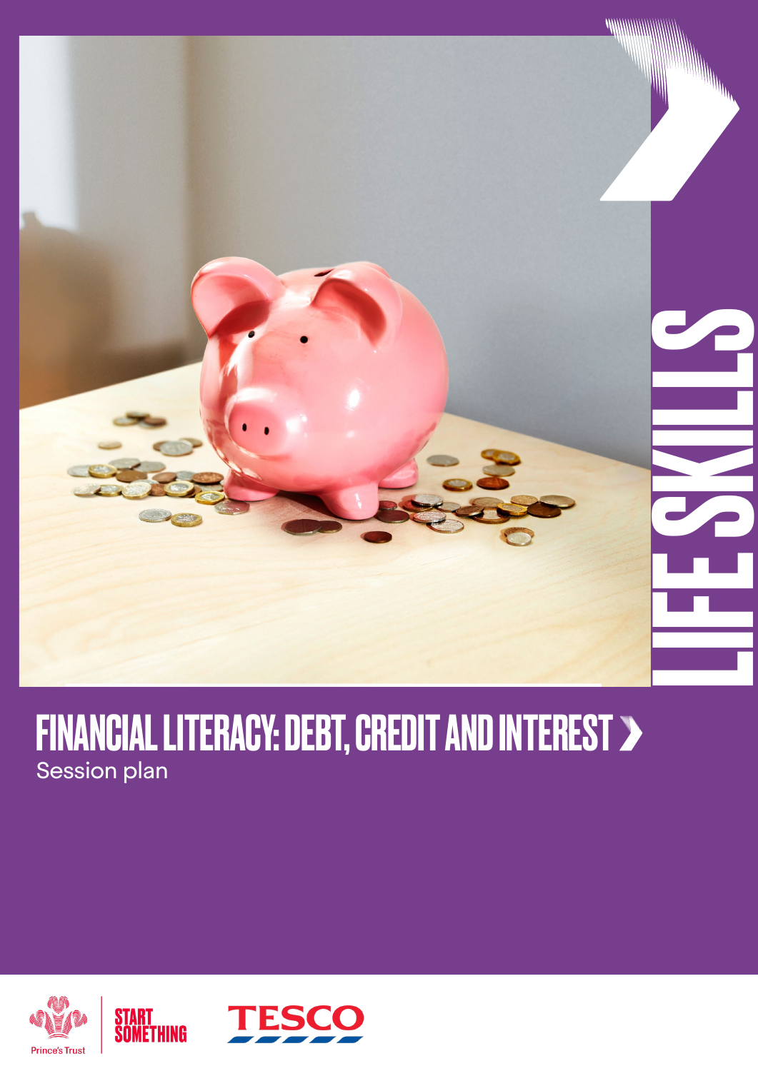LIFE SKILLS

# FINANCIAL LITERACY: DEBT, CREDIT AND INTEREST

Session plan

Prince's Trust | START SOMETHING | TESCO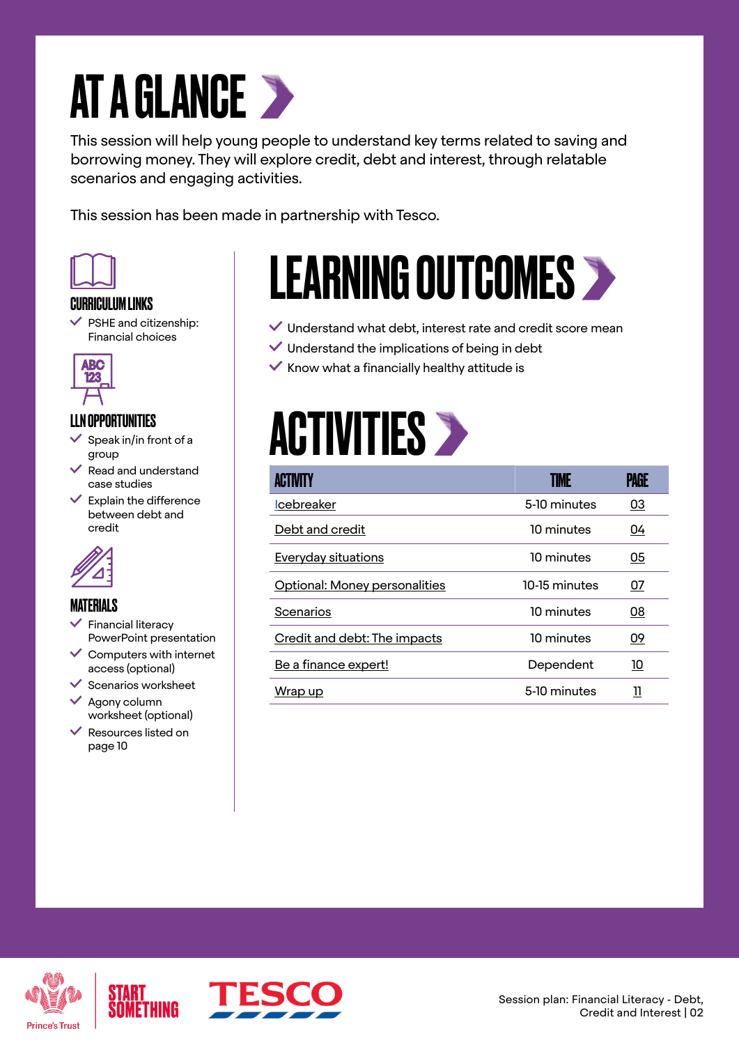# AT A GLANCE

This session will help young people to understand key terms related to saving and borrowing money. They will explore credit, debt and interest, through relatable scenarios and engaging activities.

This session has been made in partnership with Tesco.

### CURRICULUM LINKS

- PSHE and citizenship: Financial choices

### LLN OPPORTUNITIES

- Speak in/in front of a group
- Read and understand case studies
- Explain the difference between debt and credit

### MATERIALS

- Financial literacy PowerPoint presentation
- Computers with internet access (optional)
- Scenarios worksheet
- Agony column worksheet (optional)
- Resources listed on page 10

## LEARNING OUTCOMES

- Understand what debt, interest rate and credit score mean
- Understand the implications of being in debt
- Know what a financially healthy attitude is

## ACTIVITIES

| ACTIVITY | TIME | PAGE |
| --- | --- | --- |
| Icebreaker | 5-10 minutes | 03 |
| Debt and credit | 10 minutes | 04 |
| Everyday situations | 10 minutes | 05 |
| Optional: Money personalities | 10-15 minutes | 07 |
| Scenarios | 10 minutes | 08 |
| Credit and debt: The impacts | 10 minutes | 09 |
| Be a finance expert! | Dependent | 10 |
| Wrap up | 5-10 minutes | 11 |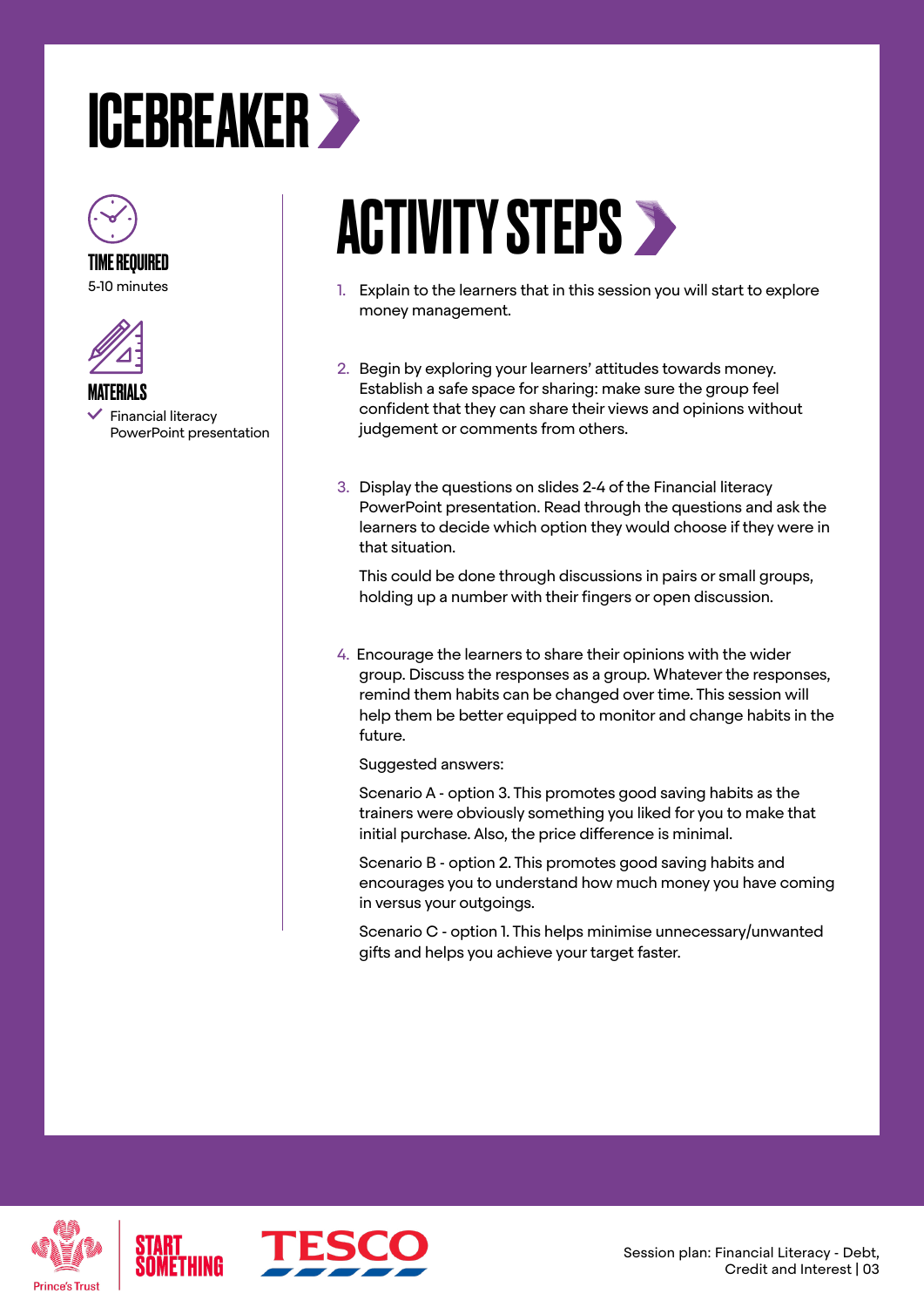# ICEBREAKER

**TIME REQUIRED**
5-10 minutes

**MATERIALS**
- ✓ Financial literacy PowerPoint presentation

## ACTIVITY STEPS

1. Explain to the learners that in this session you will start to explore money management.

2. Begin by exploring your learners' attitudes towards money. Establish a safe space for sharing: make sure the group feel confident that they can share their views and opinions without judgement or comments from others.

3. Display the questions on slides 2-4 of the Financial literacy PowerPoint presentation. Read through the questions and ask the learners to decide which option they would choose if they were in that situation.

   This could be done through discussions in pairs or small groups, holding up a number with their fingers or open discussion.

4. Encourage the learners to share their opinions with the wider group. Discuss the responses as a group. Whatever the responses, remind them habits can be changed over time. This session will help them be better equipped to monitor and change habits in the future.

   Suggested answers:

   Scenario A - option 3. This promotes good saving habits as the trainers were obviously something you liked for you to make that initial purchase. Also, the price difference is minimal.

   Scenario B - option 2. This promotes good saving habits and encourages you to understand how much money you have coming in versus your outgoings.

   Scenario C - option 1. This helps minimise unnecessary/unwanted gifts and helps you achieve your target faster.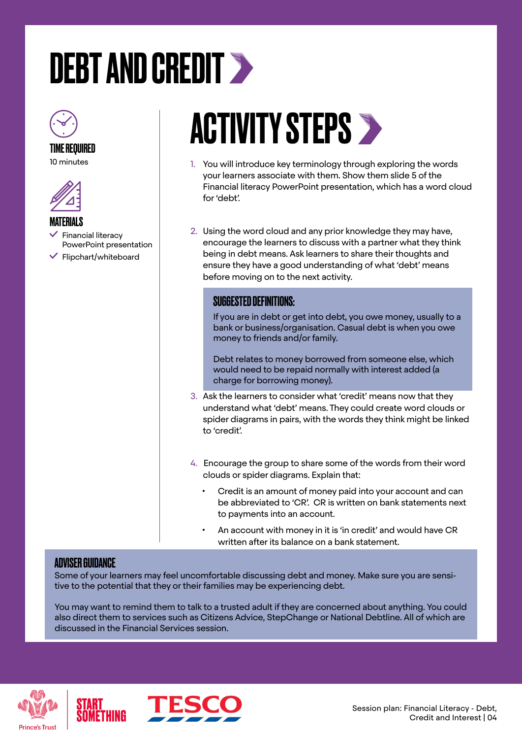# DEBT AND CREDIT

### TIME REQUIRED

10 minutes

### MATERIALS

- ✓ Financial literacy PowerPoint presentation
- ✓ Flipchart/whiteboard

## ACTIVITY STEPS

1. You will introduce key terminology through exploring the words your learners associate with them. Show them slide 5 of the Financial literacy PowerPoint presentation, which has a word cloud for 'debt'.

2. Using the word cloud and any prior knowledge they may have, encourage the learners to discuss with a partner what they think being in debt means. Ask learners to share their thoughts and ensure they have a good understanding of what 'debt' means before moving on to the next activity.

   **SUGGESTED DEFINITIONS:**

   If you are in debt or get into debt, you owe money, usually to a bank or business/organisation. Casual debt is when you owe money to friends and/or family.

   Debt relates to money borrowed from someone else, which would need to be repaid normally with interest added (a charge for borrowing money).

3. Ask the learners to consider what 'credit' means now that they understand what 'debt' means. They could create word clouds or spider diagrams in pairs, with the words they think might be linked to 'credit'.

4. Encourage the group to share some of the words from their word clouds or spider diagrams. Explain that:
   - Credit is an amount of money paid into your account and can be abbreviated to 'CR'. CR is written on bank statements next to payments into an account.
   - An account with money in it is 'in credit' and would have CR written after its balance on a bank statement.

### ADVISER GUIDANCE

Some of your learners may feel uncomfortable discussing debt and money. Make sure you are sensitive to the potential that they or their families may be experiencing debt.

You may want to remind them to talk to a trusted adult if they are concerned about anything. You could also direct them to services such as Citizens Advice, StepChange or National Debtline. All of which are discussed in the Financial Services session.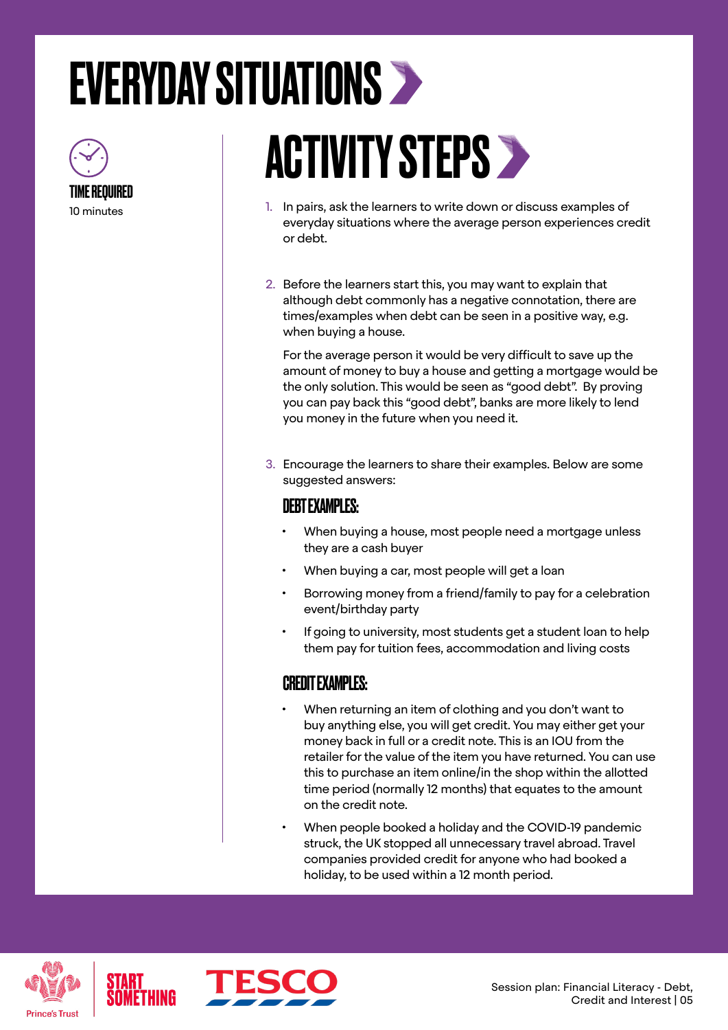# EVERYDAY SITUATIONS

**TIME REQUIRED**
10 minutes

## ACTIVITY STEPS

1. In pairs, ask the learners to write down or discuss examples of everyday situations where the average person experiences credit or debt.

2. Before the learners start this, you may want to explain that although debt commonly has a negative connotation, there are times/examples when debt can be seen in a positive way, e.g. when buying a house.

   For the average person it would be very difficult to save up the amount of money to buy a house and getting a mortgage would be the only solution. This would be seen as "good debt". By proving you can pay back this "good debt", banks are more likely to lend you money in the future when you need it.

3. Encourage the learners to share their examples. Below are some suggested answers:

### DEBT EXAMPLES:

- When buying a house, most people need a mortgage unless they are a cash buyer
- When buying a car, most people will get a loan
- Borrowing money from a friend/family to pay for a celebration event/birthday party
- If going to university, most students get a student loan to help them pay for tuition fees, accommodation and living costs

### CREDIT EXAMPLES:

- When returning an item of clothing and you don't want to buy anything else, you will get credit. You may either get your money back in full or a credit note. This is an IOU from the retailer for the value of the item you have returned. You can use this to purchase an item online/in the shop within the allotted time period (normally 12 months) that equates to the amount on the credit note.
- When people booked a holiday and the COVID-19 pandemic struck, the UK stopped all unnecessary travel abroad. Travel companies provided credit for anyone who had booked a holiday, to be used within a 12 month period.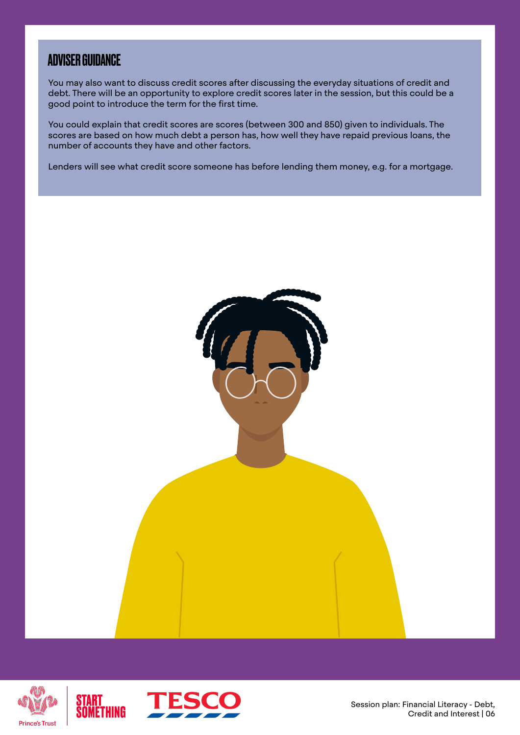## ADVISER GUIDANCE

You may also want to discuss credit scores after discussing the everyday situations of credit and debt. There will be an opportunity to explore credit scores later in the session, but this could be a good point to introduce the term for the first time.

You could explain that credit scores are scores (between 300 and 850) given to individuals. The scores are based on how much debt a person has, how well they have repaid previous loans, the number of accounts they have and other factors.

Lenders will see what credit score someone has before lending them money, e.g. for a mortgage.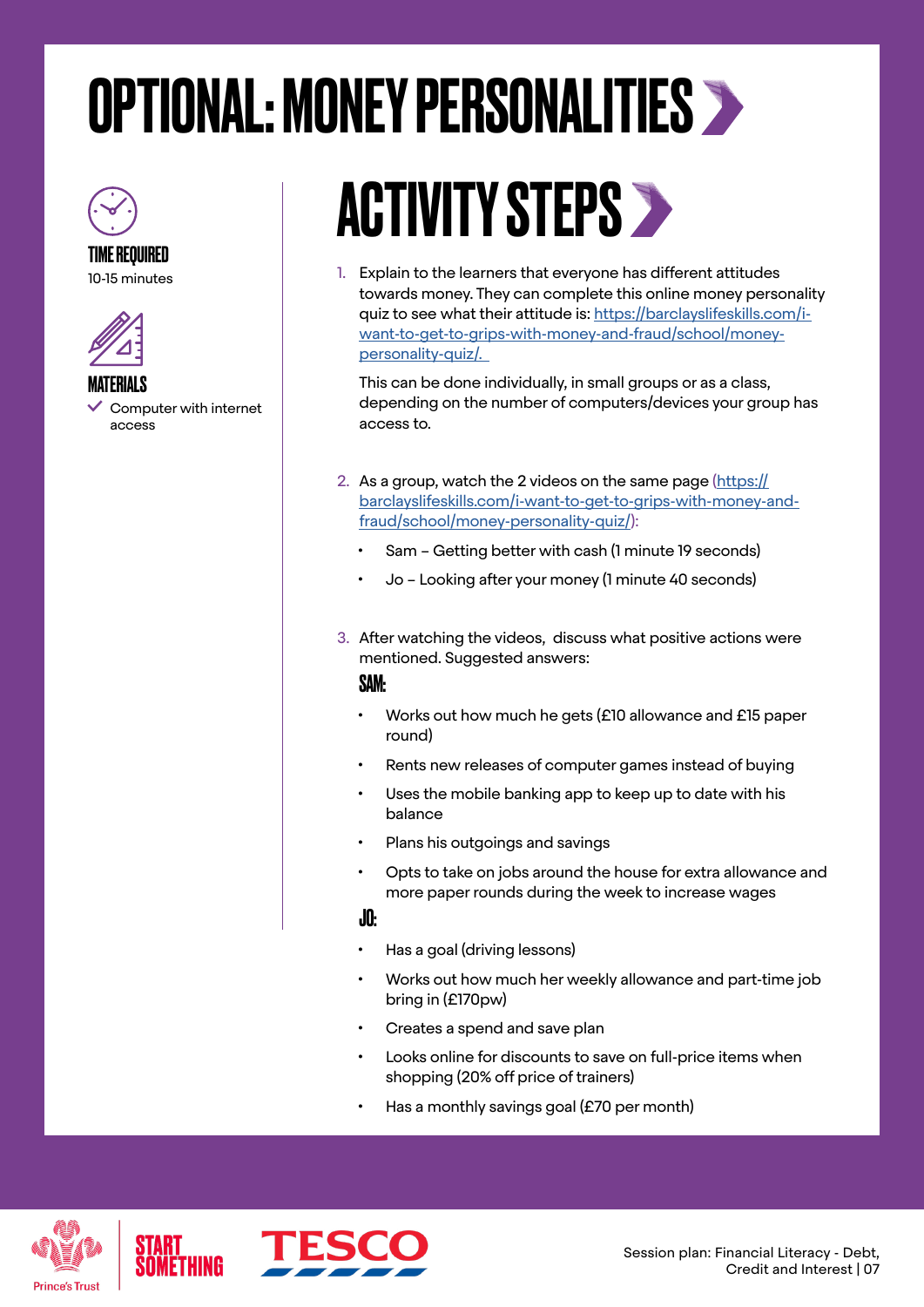# OPTIONAL: MONEY PERSONALITIES

**TIME REQUIRED**
10-15 minutes

**MATERIALS**
- ✓ Computer with internet access

## ACTIVITY STEPS

1. Explain to the learners that everyone has different attitudes towards money. They can complete this online money personality quiz to see what their attitude is: https://barclayslifeskills.com/i-want-to-get-to-grips-with-money-and-fraud/school/money-personality-quiz/.

   This can be done individually, in small groups or as a class, depending on the number of computers/devices your group has access to.

2. As a group, watch the 2 videos on the same page (https://barclayslifeskills.com/i-want-to-get-to-grips-with-money-and-fraud/school/money-personality-quiz/):
   - Sam – Getting better with cash (1 minute 19 seconds)
   - Jo – Looking after your money (1 minute 40 seconds)

3. After watching the videos, discuss what positive actions were mentioned. Suggested answers:

   **SAM:**
   - Works out how much he gets (£10 allowance and £15 paper round)
   - Rents new releases of computer games instead of buying
   - Uses the mobile banking app to keep up to date with his balance
   - Plans his outgoings and savings
   - Opts to take on jobs around the house for extra allowance and more paper rounds during the week to increase wages

   **JO:**
   - Has a goal (driving lessons)
   - Works out how much her weekly allowance and part-time job bring in (£170pw)
   - Creates a spend and save plan
   - Looks online for discounts to save on full-price items when shopping (20% off price of trainers)
   - Has a monthly savings goal (£70 per month)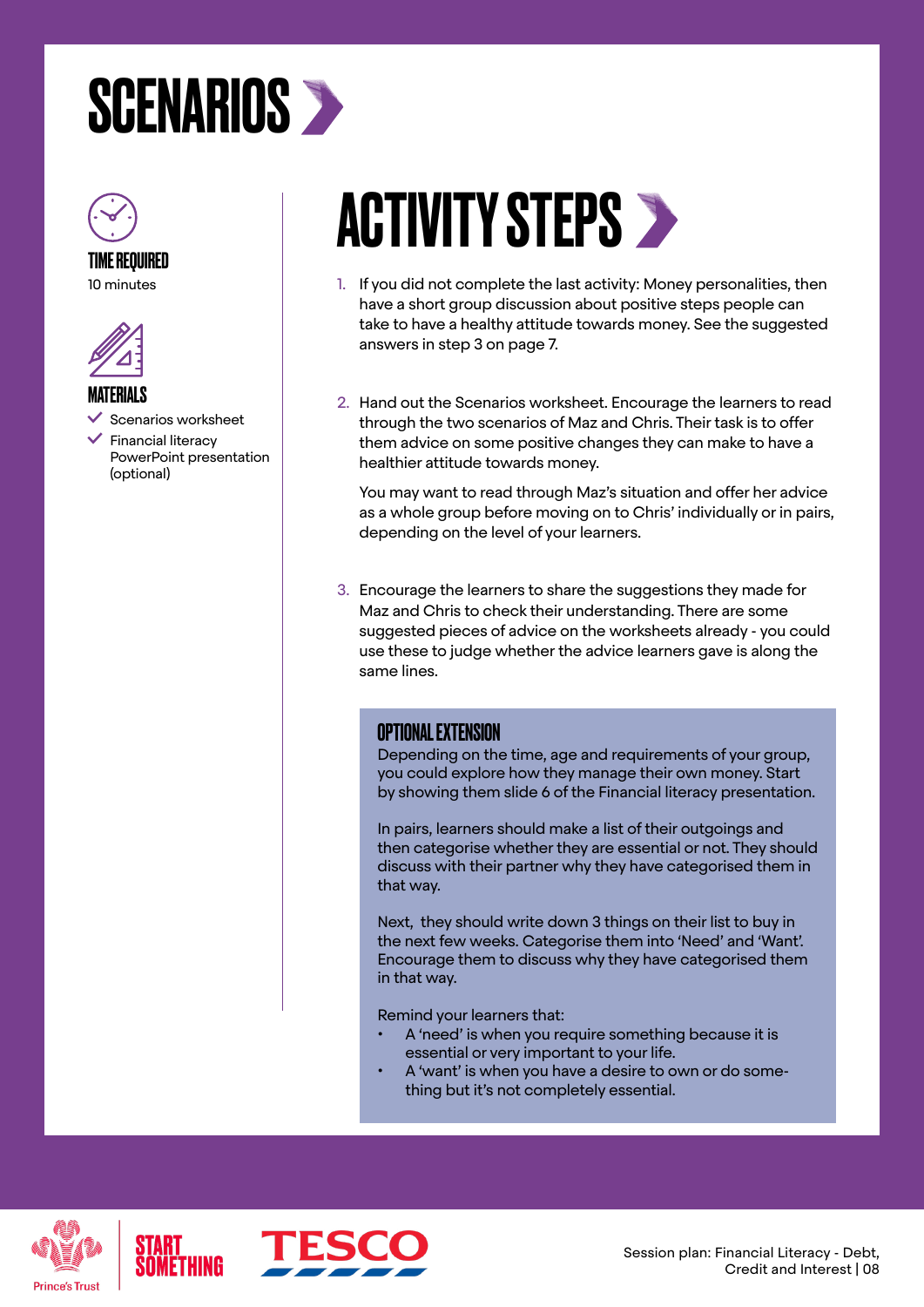# SCENARIOS

### TIME REQUIRED

10 minutes

### MATERIALS

- Scenarios worksheet
- Financial literacy PowerPoint presentation (optional)

## ACTIVITY STEPS

1. If you did not complete the last activity: Money personalities, then have a short group discussion about positive steps people can take to have a healthy attitude towards money. See the suggested answers in step 3 on page 7.

2. Hand out the Scenarios worksheet. Encourage the learners to read through the two scenarios of Maz and Chris. Their task is to offer them advice on some positive changes they can make to have a healthier attitude towards money.

   You may want to read through Maz's situation and offer her advice as a whole group before moving on to Chris' individually or in pairs, depending on the level of your learners.

3. Encourage the learners to share the suggestions they made for Maz and Chris to check their understanding. There are some suggested pieces of advice on the worksheets already - you could use these to judge whether the advice learners gave is along the same lines.

### OPTIONAL EXTENSION

Depending on the time, age and requirements of your group, you could explore how they manage their own money. Start by showing them slide 6 of the Financial literacy presentation.

In pairs, learners should make a list of their outgoings and then categorise whether they are essential or not. They should discuss with their partner why they have categorised them in that way.

Next, they should write down 3 things on their list to buy in the next few weeks. Categorise them into 'Need' and 'Want'. Encourage them to discuss why they have categorised them in that way.

Remind your learners that:

- A 'need' is when you require something because it is essential or very important to your life.
- A 'want' is when you have a desire to own or do something but it's not completely essential.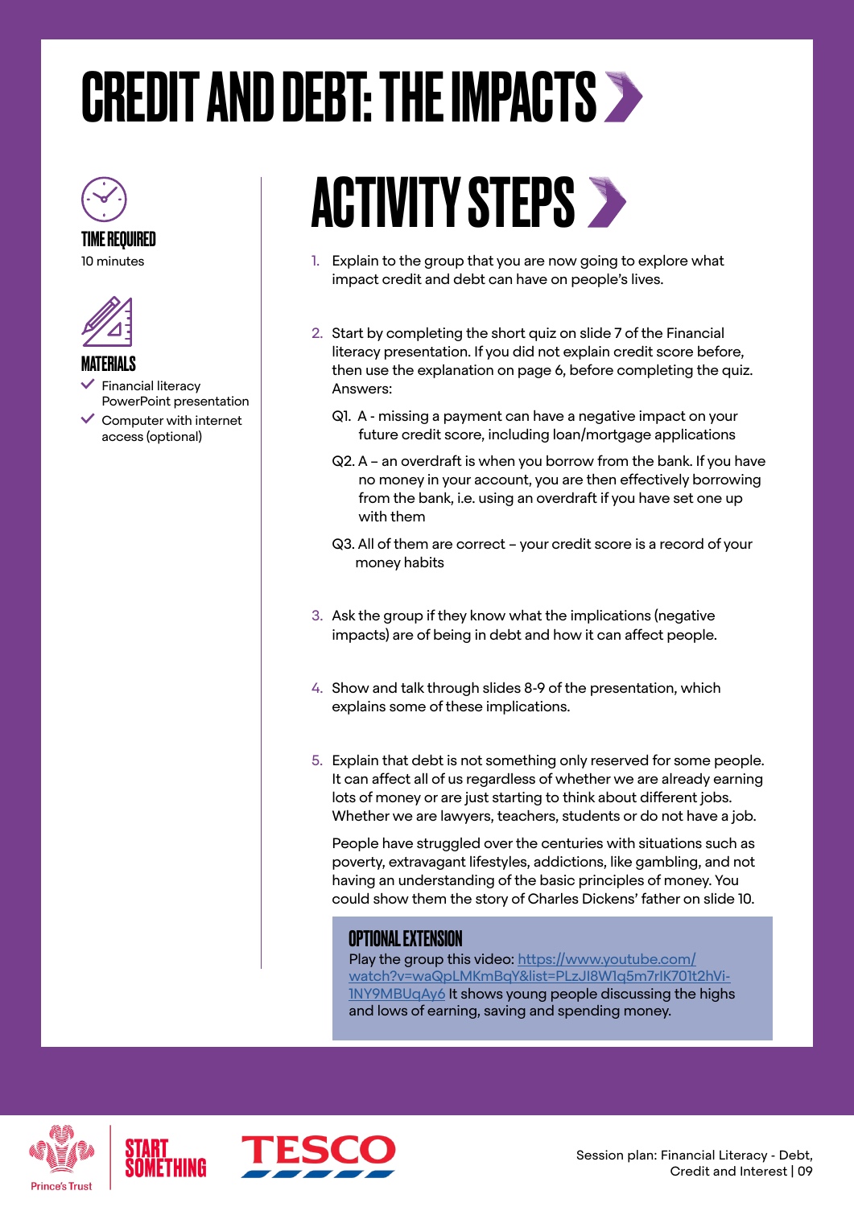# CREDIT AND DEBT: THE IMPACTS

**TIME REQUIRED**
10 minutes

**MATERIALS**
- Financial literacy PowerPoint presentation
- Computer with internet access (optional)

## ACTIVITY STEPS

1. Explain to the group that you are now going to explore what impact credit and debt can have on people's lives.

2. Start by completing the short quiz on slide 7 of the Financial literacy presentation. If you did not explain credit score before, then use the explanation on page 6, before completing the quiz. Answers:

   Q1. A - missing a payment can have a negative impact on your future credit score, including loan/mortgage applications

   Q2. A – an overdraft is when you borrow from the bank. If you have no money in your account, you are then effectively borrowing from the bank, i.e. using an overdraft if you have set one up with them

   Q3. All of them are correct – your credit score is a record of your money habits

3. Ask the group if they know what the implications (negative impacts) are of being in debt and how it can affect people.

4. Show and talk through slides 8-9 of the presentation, which explains some of these implications.

5. Explain that debt is not something only reserved for some people. It can affect all of us regardless of whether we are already earning lots of money or are just starting to think about different jobs. Whether we are lawyers, teachers, students or do not have a job.

   People have struggled over the centuries with situations such as poverty, extravagant lifestyles, addictions, like gambling, and not having an understanding of the basic principles of money. You could show them the story of Charles Dickens' father on slide 10.

### OPTIONAL EXTENSION

Play the group this video: https://www.youtube.com/watch?v=waQpLMKmBqY&list=PLzJI8W1q5m7rIK701t2hVi-1NY9MBUqAy6 It shows young people discussing the highs and lows of earning, saving and spending money.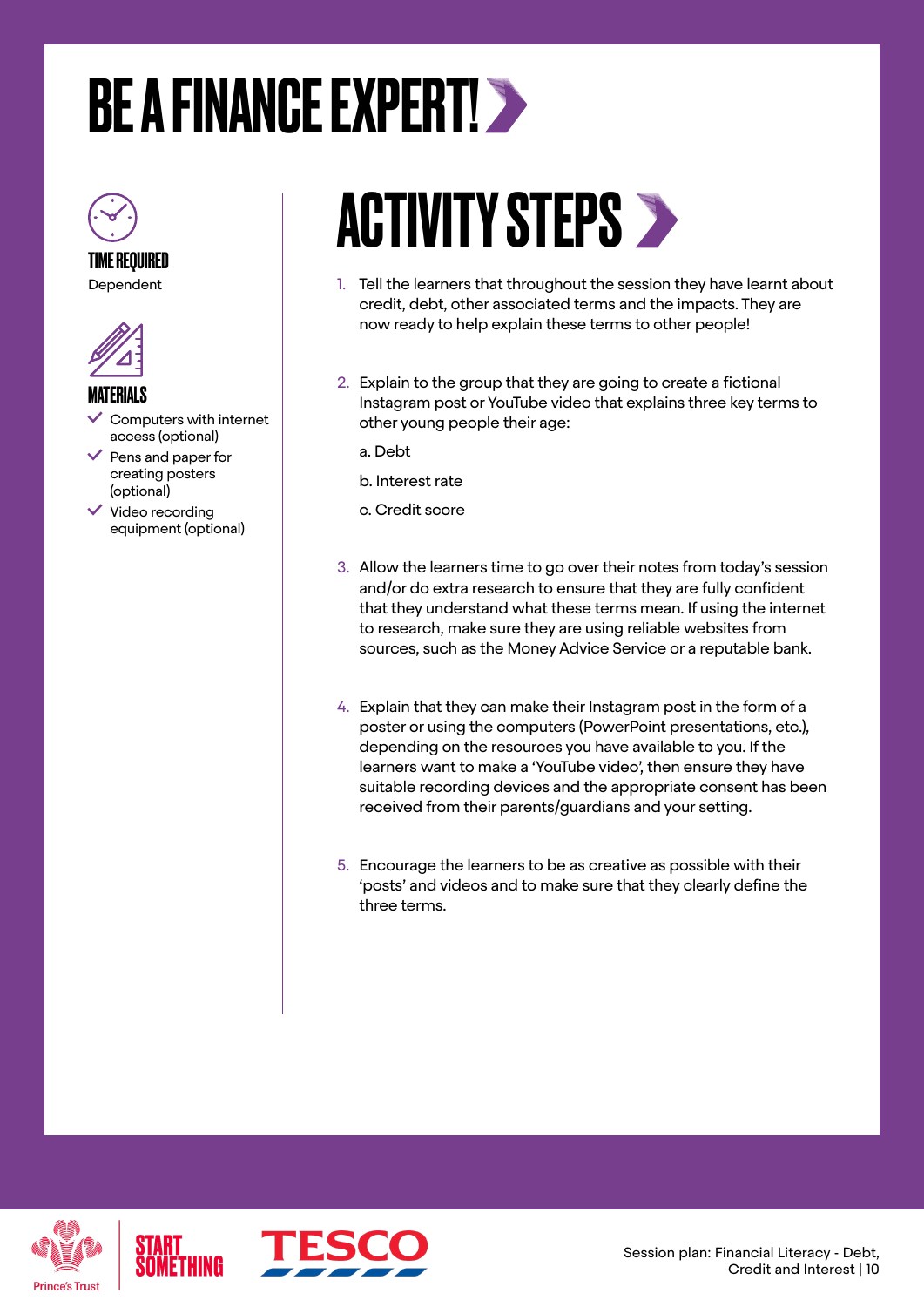# BE A FINANCE EXPERT!

### TIME REQUIRED

Dependent

### MATERIALS

- Computers with internet access (optional)
- Pens and paper for creating posters (optional)
- Video recording equipment (optional)

## ACTIVITY STEPS

1. Tell the learners that throughout the session they have learnt about credit, debt, other associated terms and the impacts. They are now ready to help explain these terms to other people!

2. Explain to the group that they are going to create a fictional Instagram post or YouTube video that explains three key terms to other young people their age:

   a. Debt

   b. Interest rate

   c. Credit score

3. Allow the learners time to go over their notes from today's session and/or do extra research to ensure that they are fully confident that they understand what these terms mean. If using the internet to research, make sure they are using reliable websites from sources, such as the Money Advice Service or a reputable bank.

4. Explain that they can make their Instagram post in the form of a poster or using the computers (PowerPoint presentations, etc.), depending on the resources you have available to you. If the learners want to make a 'YouTube video', then ensure they have suitable recording devices and the appropriate consent has been received from their parents/guardians and your setting.

5. Encourage the learners to be as creative as possible with their 'posts' and videos and to make sure that they clearly define the three terms.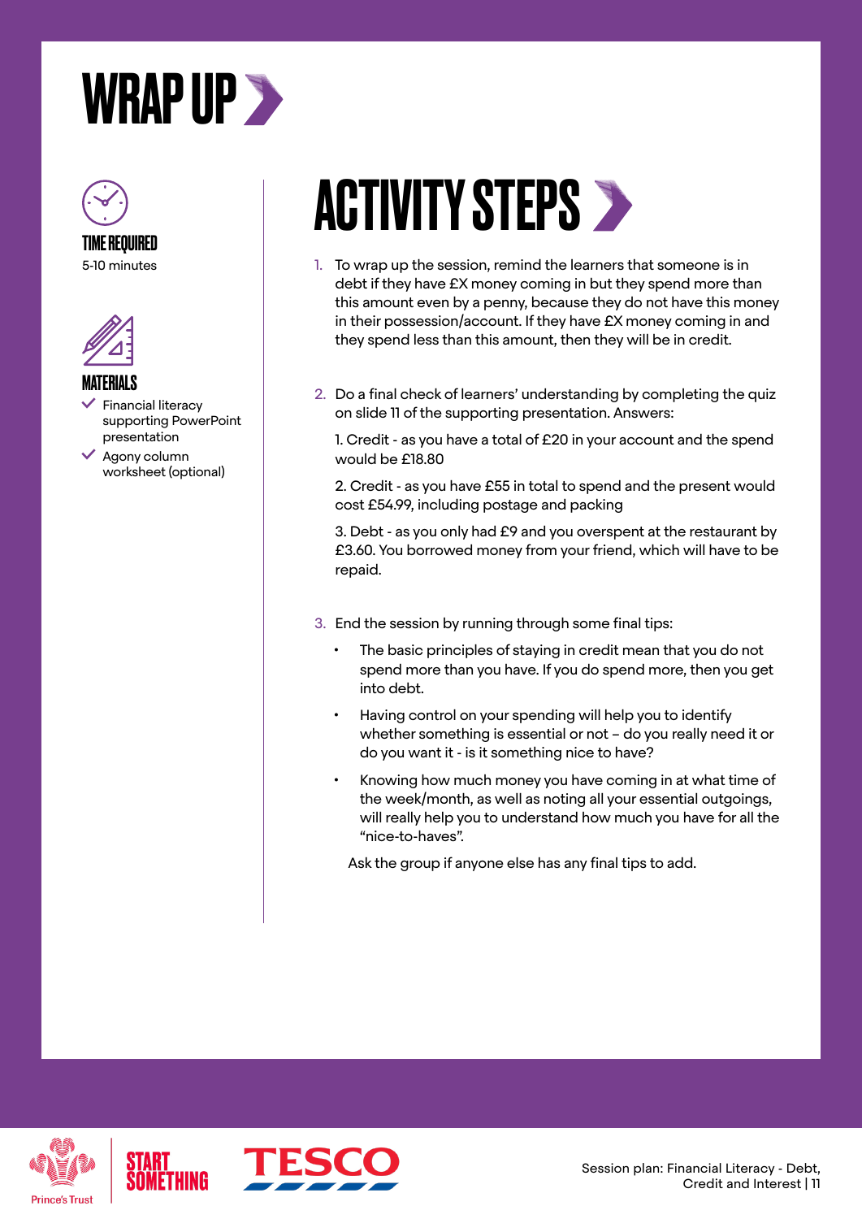# WRAP UP

**TIME REQUIRED**

5-10 minutes

**MATERIALS**

- Financial literacy supporting PowerPoint presentation
- Agony column worksheet (optional)

## ACTIVITY STEPS

1. To wrap up the session, remind the learners that someone is in debt if they have £X money coming in but they spend more than this amount even by a penny, because they do not have this money in their possession/account. If they have £X money coming in and they spend less than this amount, then they will be in credit.

2. Do a final check of learners' understanding by completing the quiz on slide 11 of the supporting presentation. Answers:

   1. Credit - as you have a total of £20 in your account and the spend would be £18.80

   2. Credit - as you have £55 in total to spend and the present would cost £54.99, including postage and packing

   3. Debt - as you only had £9 and you overspent at the restaurant by £3.60. You borrowed money from your friend, which will have to be repaid.

3. End the session by running through some final tips:

   - The basic principles of staying in credit mean that you do not spend more than you have. If you do spend more, then you get into debt.
   - Having control on your spending will help you to identify whether something is essential or not – do you really need it or do you want it - is it something nice to have?
   - Knowing how much money you have coming in at what time of the week/month, as well as noting all your essential outgoings, will really help you to understand how much you have for all the "nice-to-haves".

   Ask the group if anyone else has any final tips to add.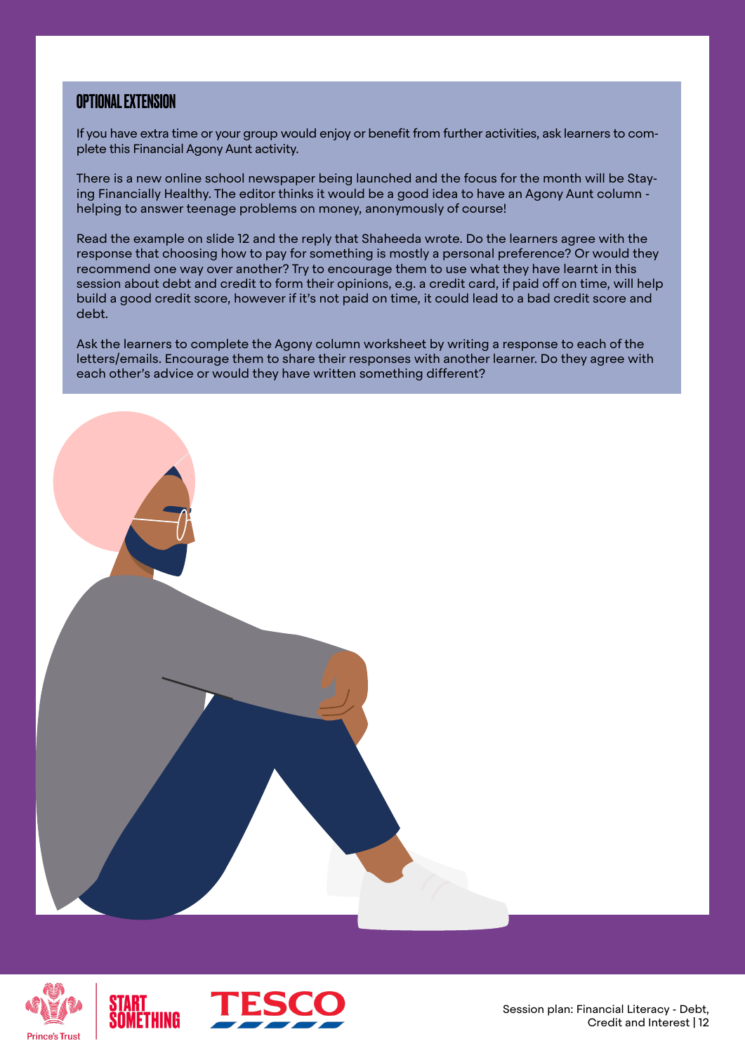## OPTIONAL EXTENSION

If you have extra time or your group would enjoy or benefit from further activities, ask learners to complete this Financial Agony Aunt activity.

There is a new online school newspaper being launched and the focus for the month will be Staying Financially Healthy. The editor thinks it would be a good idea to have an Agony Aunt column - helping to answer teenage problems on money, anonymously of course!

Read the example on slide 12 and the reply that Shaheeda wrote. Do the learners agree with the response that choosing how to pay for something is mostly a personal preference? Or would they recommend one way over another? Try to encourage them to use what they have learnt in this session about debt and credit to form their opinions, e.g. a credit card, if paid off on time, will help build a good credit score, however if it's not paid on time, it could lead to a bad credit score and debt.

Ask the learners to complete the Agony column worksheet by writing a response to each of the letters/emails. Encourage them to share their responses with another learner. Do they agree with each other's advice or would they have written something different?